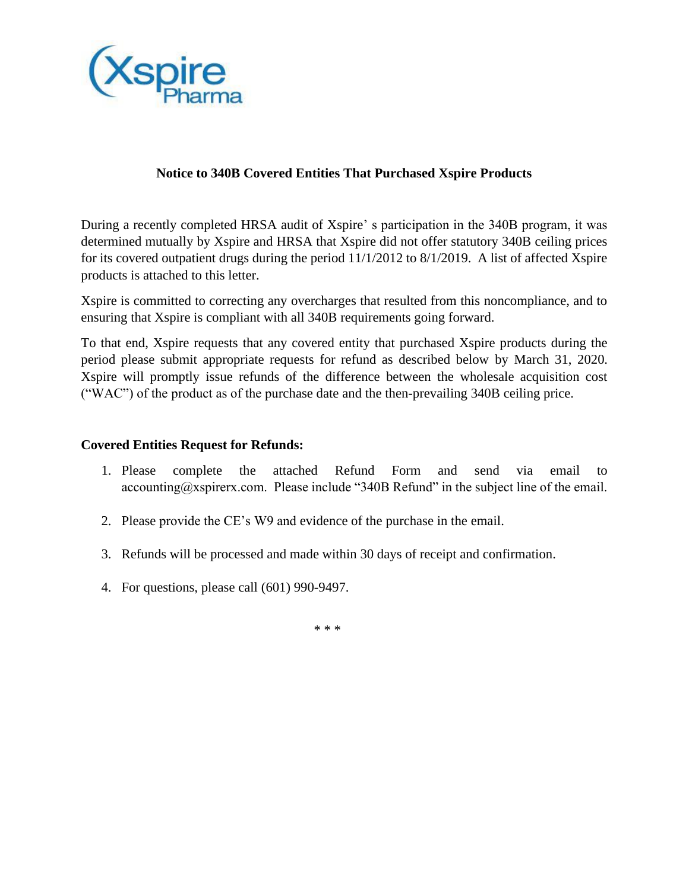**Notice to 340B Covered Entities That Purchased Xspire Products**

During a recently completed HRSA audit of Xspire' s participation in the 340B program, it was determined mutually by Xspire and HRSA that Xspire did not offer statutory 340B ceiling prices for its covered outpatient drugs during the period 11/1/2012 to 8/1/2019. A list of affected Xspire products is attached to this letter.

Xspire is committed to correcting any overcharges that resulted from this noncompliance, and to ensuring that Xspire is compliant with all 340B requirements going forward.

To that end, Xspire requests that any covered entity that purchased Xspire products during the period please submit appropriate requests for refund as described below by March 31, 2020. Xspire will promptly issue refunds of the difference between the wholesale acquisition cost ("WAC") of the product as of the purchase date and the then-prevailing 340B ceiling price.

**Covered Entities Request for Refunds:**

1. Please complete the attached Refund Form and send via email to accounting@xspirerx.com. Please include "340B Refund" in the subject line of the email.
2. Please provide the CE's W9 and evidence of the purchase in the email.
3. Refunds will be processed and made within 30 days of receipt and confirmation.
4. For questions, please call (601) 990-9497.

\* \* \*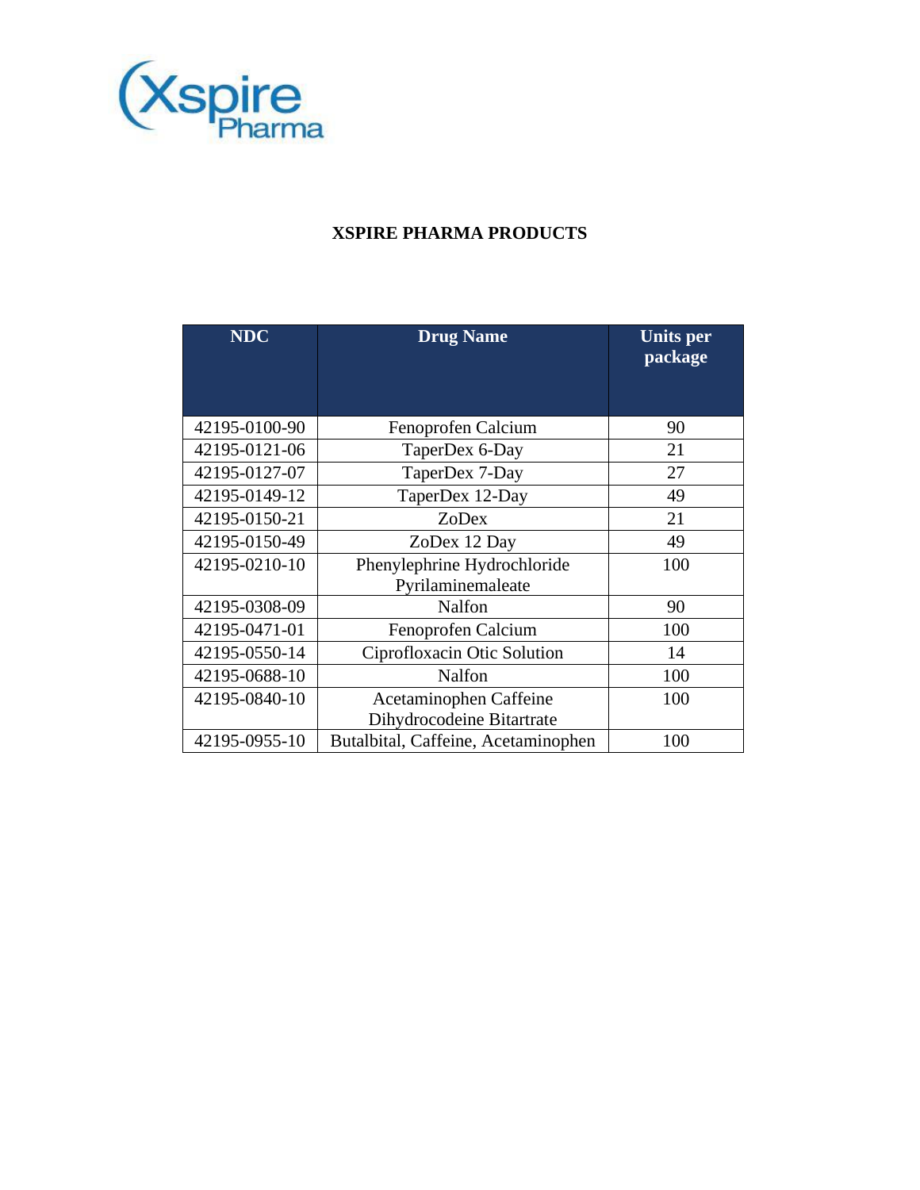# XSPIRE PHARMA PRODUCTS

| NDC | Drug Name | Units per package |
|---|---|---|
| 42195-0100-90 | Fenoprofen Calcium | 90 |
| 42195-0121-06 | TaperDex 6-Day | 21 |
| 42195-0127-07 | TaperDex 7-Day | 27 |
| 42195-0149-12 | TaperDex 12-Day | 49 |
| 42195-0150-21 | ZoDex | 21 |
| 42195-0150-49 | ZoDex 12 Day | 49 |
| 42195-0210-10 | Phenylephrine Hydrochloride Pyrilaminemaleate | 100 |
| 42195-0308-09 | Nalfon | 90 |
| 42195-0471-01 | Fenoprofen Calcium | 100 |
| 42195-0550-14 | Ciprofloxacin Otic Solution | 14 |
| 42195-0688-10 | Nalfon | 100 |
| 42195-0840-10 | Acetaminophen Caffeine Dihydrocodeine Bitartrate | 100 |
| 42195-0955-10 | Butalbital, Caffeine, Acetaminophen | 100 |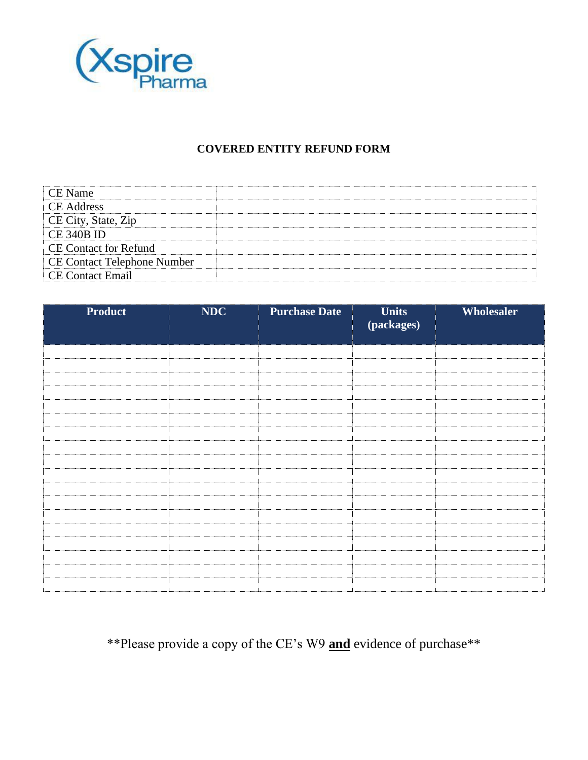Xspire Pharma

## COVERED ENTITY REFUND FORM

| | |
|---|---|
| CE Name | |
| CE Address | |
| CE City, State, Zip | |
| CE 340B ID | |
| CE Contact for Refund | |
| CE Contact Telephone Number | |
| CE Contact Email | |

| Product | NDC | Purchase Date | Units (packages) | Wholesaler |
|---|---|---|---|---|
| | | | | |
| | | | | |
| | | | | |
| | | | | |
| | | | | |
| | | | | |
| | | | | |
| | | | | |
| | | | | |
| | | | | |
| | | | | |
| | | | | |
| | | | | |
| | | | | |
| | | | | |
| | | | | |
| | | | | |
| | | | | |

**Please provide a copy of the CE's W9 **and** evidence of purchase**